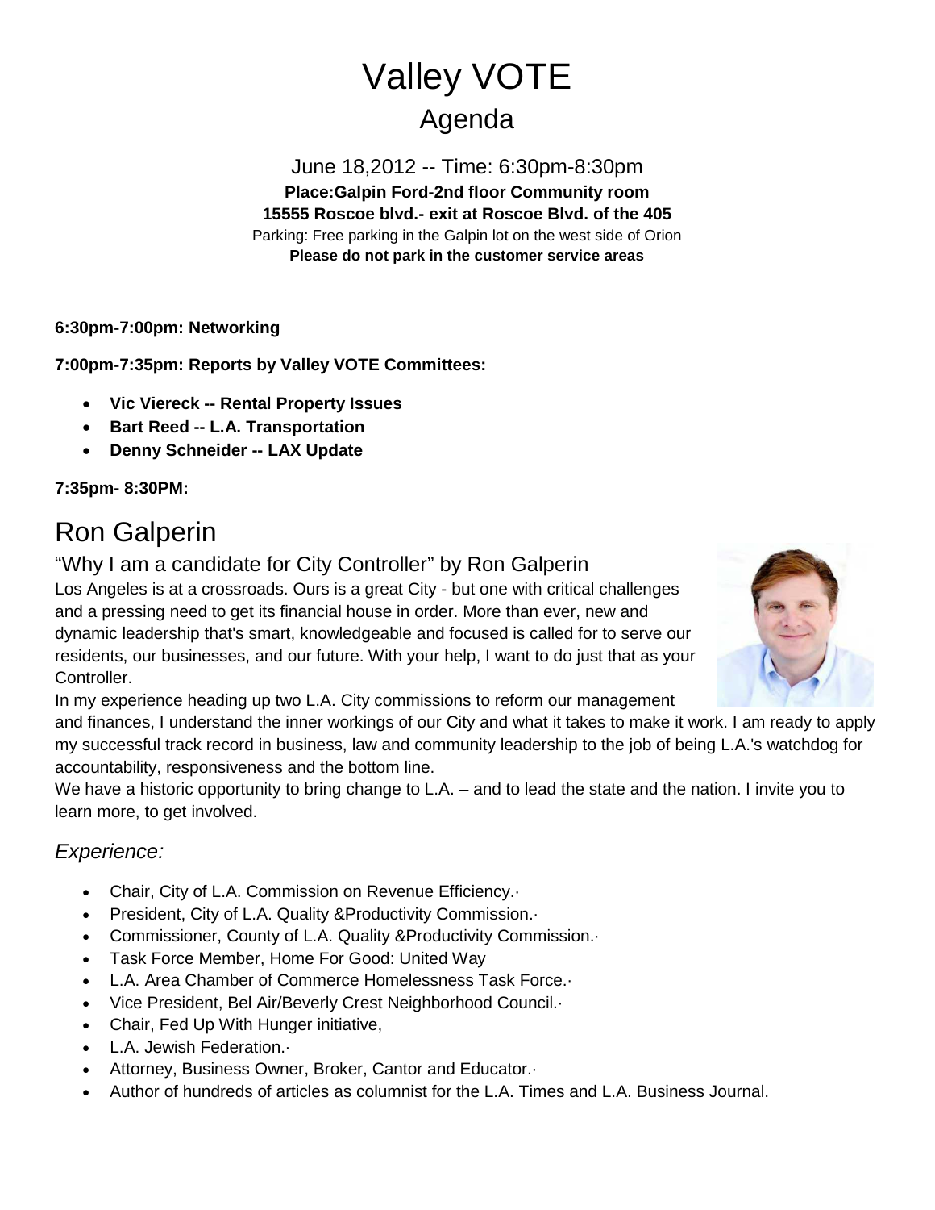# Valley VOTE

## Agenda

June 18,2012 -- Time: 6:30pm-8:30pm

**Place:Galpin Ford-2nd floor Community room**

**15555 Roscoe blvd.- exit at Roscoe Blvd. of the 405**

Parking: Free parking in the Galpin lot on the west side of Orion

**Please do not park in the customer service areas**

**6:30pm-7:00pm: Networking**

**7:00pm-7:35pm: Reports by Valley VOTE Committees:**

- **Vic Viereck -- Rental Property Issues**
- **Bart Reed -- L.A. Transportation**
- **Denny Schneider -- LAX Update**

**7:35pm- 8:30PM:**

# Ron Galperin

### "Why I am a candidate for City Controller" by Ron Galperin

Los Angeles is at a crossroads. Ours is a great City - but one with critical challenges and a pressing need to get its financial house in order. More than ever, new and dynamic leadership that's smart, knowledgeable and focused is called for to serve our residents, our businesses, and our future. With your help, I want to do just that as your Controller.

In my experience heading up two L.A. City commissions to reform our management and finances, I understand the inner workings of our City and what it takes to make it work. I am ready to apply my successful track record in business, law and community leadership to the job of being L.A.'s watchdog for accountability, responsiveness and the bottom line.

We have a historic opportunity to bring change to L.A. – and to lead the state and the nation. I invite you to learn more, to get involved.

### *Experience:*

- Chair, City of L.A. Commission on Revenue Efficiency.·
- President, City of L.A. Quality &Productivity Commission.·
- Commissioner, County of L.A. Quality &Productivity Commission.·
- Task Force Member, Home For Good: United Way
- L.A. Area Chamber of Commerce Homelessness Task Force.·
- Vice President, Bel Air/Beverly Crest Neighborhood Council.·
- Chair, Fed Up With Hunger initiative,
- L.A. Jewish Federation.·
- Attorney, Business Owner, Broker, Cantor and Educator.·
- Author of hundreds of articles as columnist for the L.A. Times and L.A. Business Journal.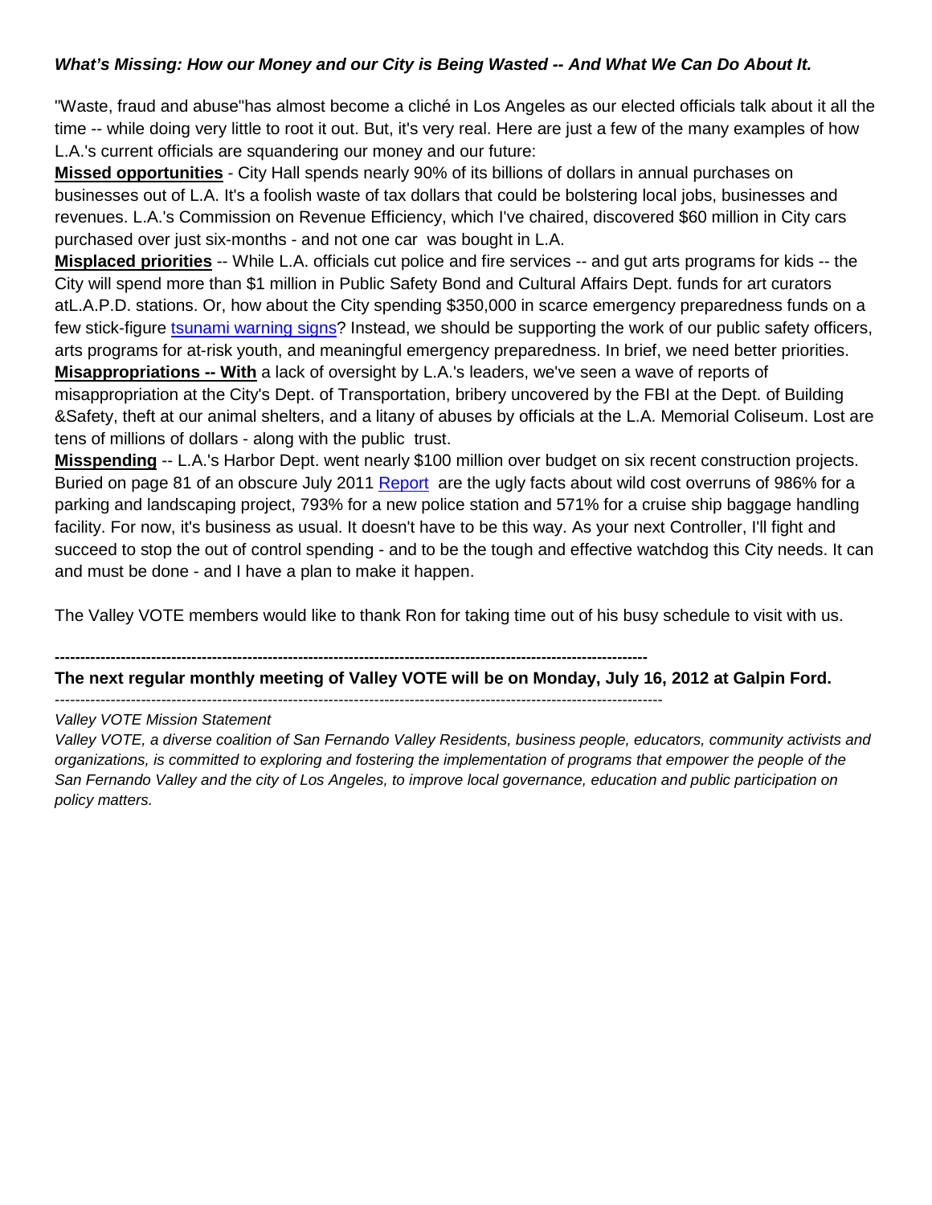***What's Missing: How our Money and our City is Being Wasted -- And What We Can Do About It.***

"Waste, fraud and abuse"has almost become a cliché in Los Angeles as our elected officials talk about it all the time -- while doing very little to root it out. But, it's very real. Here are just a few of the many examples of how L.A.'s current officials are squandering our money and our future:

**Missed opportunities** - City Hall spends nearly 90% of its billions of dollars in annual purchases on businesses out of L.A. It's a foolish waste of tax dollars that could be bolstering local jobs, businesses and revenues. L.A.'s Commission on Revenue Efficiency, which I've chaired, discovered $60 million in City cars purchased over just six-months - and not one car was bought in L.A.

**Misplaced priorities** -- While L.A. officials cut police and fire services -- and gut arts programs for kids -- the City will spend more than $1 million in Public Safety Bond and Cultural Affairs Dept. funds for art curators atL.A.P.D. stations. Or, how about the City spending $350,000 in scarce emergency preparedness funds on a few stick-figure tsunami warning signs? Instead, we should be supporting the work of our public safety officers, arts programs for at-risk youth, and meaningful emergency preparedness. In brief, we need better priorities.

**Misappropriations -- With** a lack of oversight by L.A.'s leaders, we've seen a wave of reports of misappropriation at the City's Dept. of Transportation, bribery uncovered by the FBI at the Dept. of Building &Safety, theft at our animal shelters, and a litany of abuses by officials at the L.A. Memorial Coliseum. Lost are tens of millions of dollars - along with the public trust.

**Misspending** -- L.A.'s Harbor Dept. went nearly $100 million over budget on six recent construction projects. Buried on page 81 of an obscure July 2011 Report are the ugly facts about wild cost overruns of 986% for a parking and landscaping project, 793% for a new police station and 571% for a cruise ship baggage handling facility. For now, it's business as usual. It doesn't have to be this way. As your next Controller, I'll fight and succeed to stop the out of control spending - and to be the tough and effective watchdog this City needs. It can and must be done - and I have a plan to make it happen.

The Valley VOTE members would like to thank Ron for taking time out of his busy schedule to visit with us.

---

**The next regular monthly meeting of Valley VOTE will be on Monday, July 16, 2012 at Galpin Ford.**

---

*Valley VOTE Mission Statement*

*Valley VOTE, a diverse coalition of San Fernando Valley Residents, business people, educators, community activists and organizations, is committed to exploring and fostering the implementation of programs that empower the people of the San Fernando Valley and the city of Los Angeles, to improve local governance, education and public participation on policy matters.*